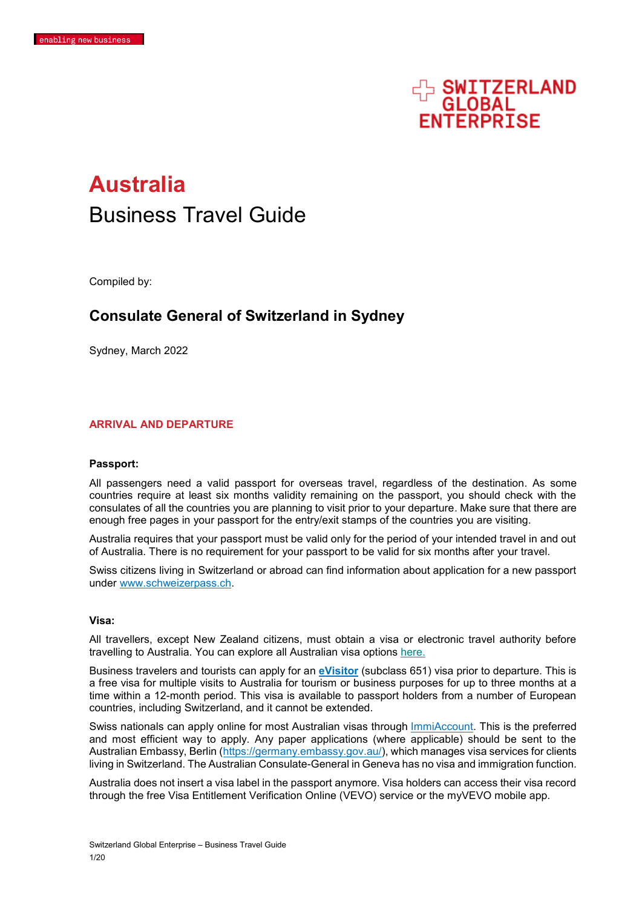enabling new business

SWITZERLAND GLOBAL ENTERPRISE

# Australia

## Business Travel Guide

Compiled by:

### Consulate General of Switzerland in Sydney

Sydney, March 2022

## ARRIVAL AND DEPARTURE

### Passport:

All passengers need a valid passport for overseas travel, regardless of the destination. As some countries require at least six months validity remaining on the passport, you should check with the consulates of all the countries you are planning to visit prior to your departure. Make sure that there are enough free pages in your passport for the entry/exit stamps of the countries you are visiting.

Australia requires that your passport must be valid only for the period of your intended travel in and out of Australia. There is no requirement for your passport to be valid for six months after your travel.

Swiss citizens living in Switzerland or abroad can find information about application for a new passport under www.schweizerpass.ch.

### Visa:

All travellers, except New Zealand citizens, must obtain a visa or electronic travel authority before travelling to Australia. You can explore all Australian visa options here.

Business travelers and tourists can apply for an **eVisitor** (subclass 651) visa prior to departure. This is a free visa for multiple visits to Australia for tourism or business purposes for up to three months at a time within a 12-month period. This visa is available to passport holders from a number of European countries, including Switzerland, and it cannot be extended.

Swiss nationals can apply online for most Australian visas through ImmiAccount. This is the preferred and most efficient way to apply. Any paper applications (where applicable) should be sent to the Australian Embassy, Berlin (https://germany.embassy.gov.au/), which manages visa services for clients living in Switzerland. The Australian Consulate-General in Geneva has no visa and immigration function.

Australia does not insert a visa label in the passport anymore. Visa holders can access their visa record through the free Visa Entitlement Verification Online (VEVO) service or the myVEVO mobile app.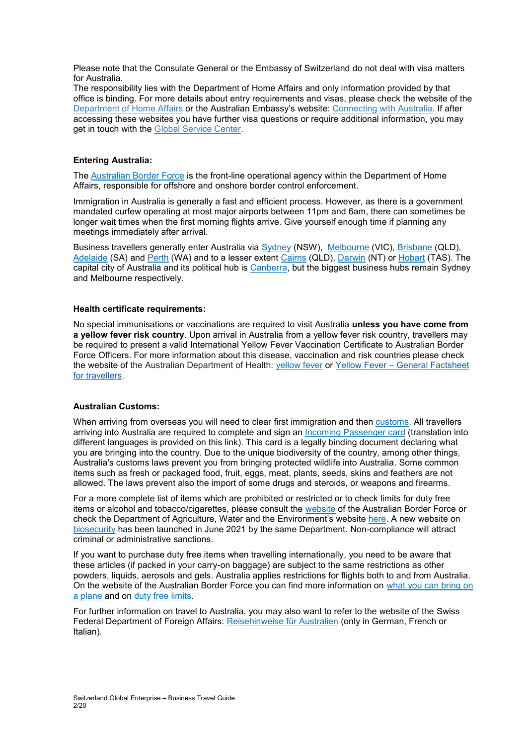Please note that the Consulate General or the Embassy of Switzerland do not deal with visa matters for Australia.
The responsibility lies with the Department of Home Affairs and only information provided by that office is binding. For more details about entry requirements and visas, please check the website of the Department of Home Affairs or the Australian Embassy's website: Connecting with Australia. If after accessing these websites you have further visa questions or require additional information, you may get in touch with the Global Service Center.

**Entering Australia:**

The Australian Border Force is the front-line operational agency within the Department of Home Affairs, responsible for offshore and onshore border control enforcement.

Immigration in Australia is generally a fast and efficient process. However, as there is a government mandated curfew operating at most major airports between 11pm and 6am, there can sometimes be longer wait times when the first morning flights arrive. Give yourself enough time if planning any meetings immediately after arrival.

Business travellers generally enter Australia via Sydney (NSW), Melbourne (VIC), Brisbane (QLD), Adelaide (SA) and Perth (WA) and to a lesser extent Cairns (QLD), Darwin (NT) or Hobart (TAS). The capital city of Australia and its political hub is Canberra, but the biggest business hubs remain Sydney and Melbourne respectively.

**Health certificate requirements:**

No special immunisations or vaccinations are required to visit Australia **unless you have come from a yellow fever risk country**. Upon arrival in Australia from a yellow fever risk country, travellers may be required to present a valid International Yellow Fever Vaccination Certificate to Australian Border Force Officers. For more information about this disease, vaccination and risk countries please check the website of the Australian Department of Health: yellow fever or Yellow Fever – General Factsheet for travellers.

**Australian Customs:**

When arriving from overseas you will need to clear first immigration and then customs. All travellers arriving into Australia are required to complete and sign an Incoming Passenger card (translation into different languages is provided on this link). This card is a legally binding document declaring what you are bringing into the country. Due to the unique biodiversity of the country, among other things, Australia's customs laws prevent you from bringing protected wildlife into Australia. Some common items such as fresh or packaged food, fruit, eggs, meat, plants, seeds, skins and feathers are not allowed. The laws prevent also the import of some drugs and steroids, or weapons and firearms.

For a more complete list of items which are prohibited or restricted or to check limits for duty free items or alcohol and tobacco/cigarettes, please consult the website of the Australian Border Force or check the Department of Agriculture, Water and the Environment's website here. A new website on biosecurity has been launched in June 2021 by the same Department. Non-compliance will attract criminal or administrative sanctions.

If you want to purchase duty free items when travelling internationally, you need to be aware that these articles (if packed in your carry-on baggage) are subject to the same restrictions as other powders, liquids, aerosols and gels. Australia applies restrictions for flights both to and from Australia. On the website of the Australian Border Force you can find more information on what you can bring on a plane and on duty free limits.

For further information on travel to Australia, you may also want to refer to the website of the Swiss Federal Department of Foreign Affairs: Reisehinweise für Australien (only in German, French or Italian).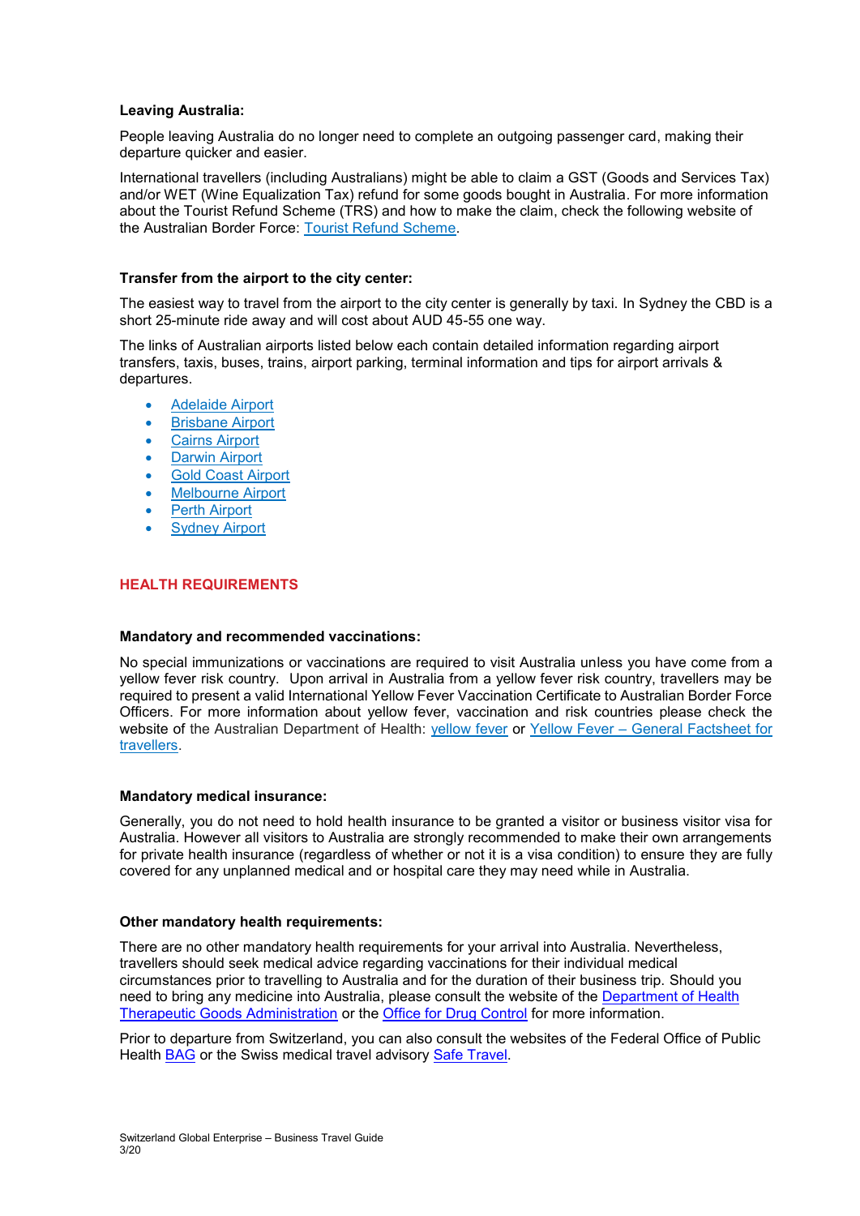**Leaving Australia:**

People leaving Australia do no longer need to complete an outgoing passenger card, making their departure quicker and easier.

International travellers (including Australians) might be able to claim a GST (Goods and Services Tax) and/or WET (Wine Equalization Tax) refund for some goods bought in Australia. For more information about the Tourist Refund Scheme (TRS) and how to make the claim, check the following website of the Australian Border Force: Tourist Refund Scheme.

**Transfer from the airport to the city center:**

The easiest way to travel from the airport to the city center is generally by taxi. In Sydney the CBD is a short 25-minute ride away and will cost about AUD 45-55 one way.

The links of Australian airports listed below each contain detailed information regarding airport transfers, taxis, buses, trains, airport parking, terminal information and tips for airport arrivals & departures.

- Adelaide Airport
- Brisbane Airport
- Cairns Airport
- Darwin Airport
- Gold Coast Airport
- Melbourne Airport
- Perth Airport
- Sydney Airport

## HEALTH REQUIREMENTS

**Mandatory and recommended vaccinations:**

No special immunizations or vaccinations are required to visit Australia unless you have come from a yellow fever risk country. Upon arrival in Australia from a yellow fever risk country, travellers may be required to present a valid International Yellow Fever Vaccination Certificate to Australian Border Force Officers. For more information about yellow fever, vaccination and risk countries please check the website of the Australian Department of Health: yellow fever or Yellow Fever – General Factsheet for travellers.

**Mandatory medical insurance:**

Generally, you do not need to hold health insurance to be granted a visitor or business visitor visa for Australia. However all visitors to Australia are strongly recommended to make their own arrangements for private health insurance (regardless of whether or not it is a visa condition) to ensure they are fully covered for any unplanned medical and or hospital care they may need while in Australia.

**Other mandatory health requirements:**

There are no other mandatory health requirements for your arrival into Australia. Nevertheless, travellers should seek medical advice regarding vaccinations for their individual medical circumstances prior to travelling to Australia and for the duration of their business trip. Should you need to bring any medicine into Australia, please consult the website of the Department of Health Therapeutic Goods Administration or the Office for Drug Control for more information.

Prior to departure from Switzerland, you can also consult the websites of the Federal Office of Public Health BAG or the Swiss medical travel advisory Safe Travel.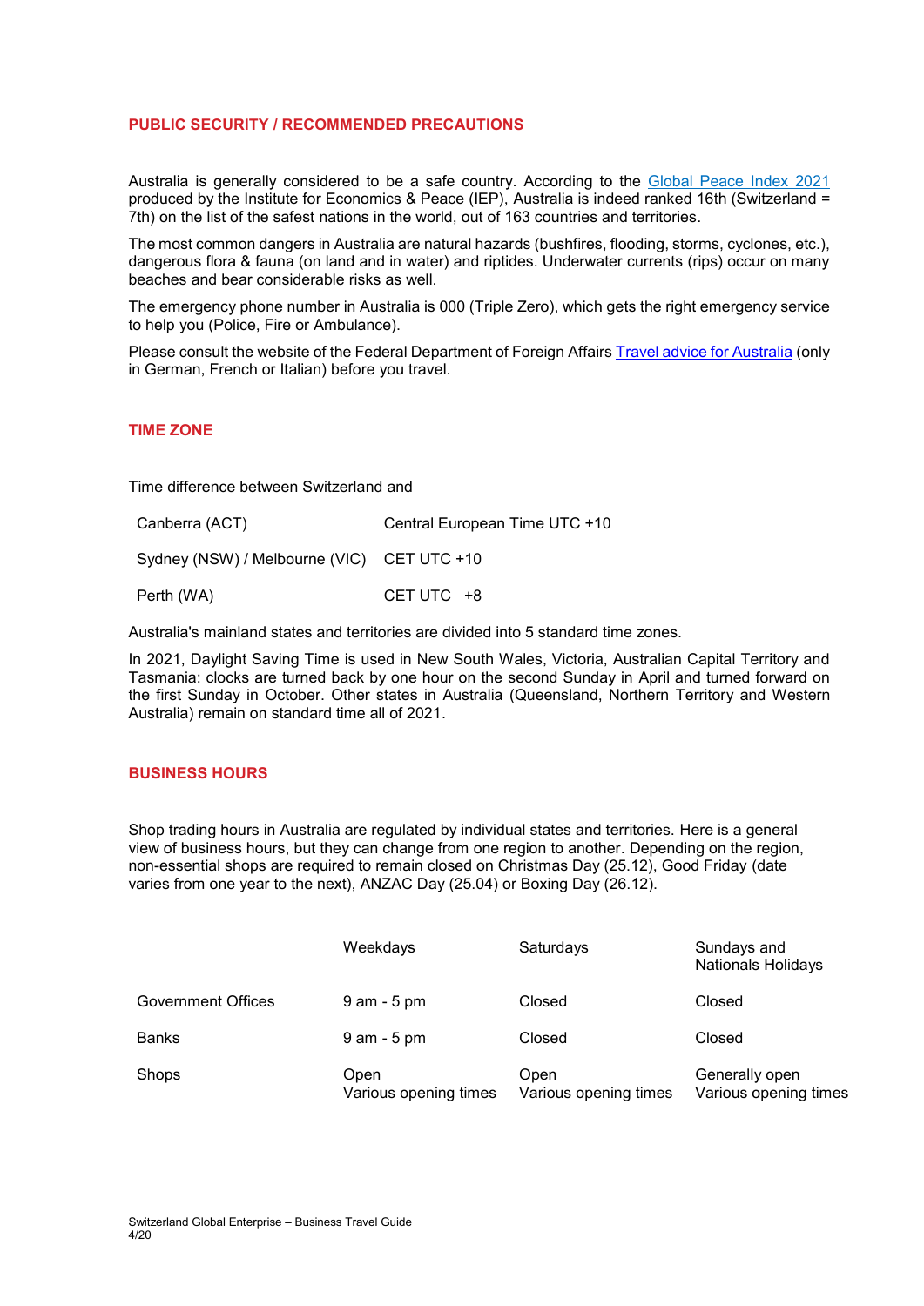## PUBLIC SECURITY / RECOMMENDED PRECAUTIONS

Australia is generally considered to be a safe country. According to the [Global Peace Index 2021](#) produced by the Institute for Economics & Peace (IEP), Australia is indeed ranked 16th (Switzerland = 7th) on the list of the safest nations in the world, out of 163 countries and territories.

The most common dangers in Australia are natural hazards (bushfires, flooding, storms, cyclones, etc.), dangerous flora & fauna (on land and in water) and riptides. Underwater currents (rips) occur on many beaches and bear considerable risks as well.

The emergency phone number in Australia is 000 (Triple Zero), which gets the right emergency service to help you (Police, Fire or Ambulance).

Please consult the website of the Federal Department of Foreign Affairs [Travel advice for Australia](#) (only in German, French or Italian) before you travel.

## TIME ZONE

Time difference between Switzerland and

| | |
|---|---|
| Canberra (ACT) | Central European Time UTC +10 |
| Sydney (NSW) / Melbourne (VIC) | CET UTC +10 |
| Perth (WA) | CET UTC +8 |

Australia's mainland states and territories are divided into 5 standard time zones.

In 2021, Daylight Saving Time is used in New South Wales, Victoria, Australian Capital Territory and Tasmania: clocks are turned back by one hour on the second Sunday in April and turned forward on the first Sunday in October. Other states in Australia (Queensland, Northern Territory and Western Australia) remain on standard time all of 2021.

## BUSINESS HOURS

Shop trading hours in Australia are regulated by individual states and territories. Here is a general view of business hours, but they can change from one region to another. Depending on the region, non-essential shops are required to remain closed on Christmas Day (25.12), Good Friday (date varies from one year to the next), ANZAC Day (25.04) or Boxing Day (26.12).

| | Weekdays | Saturdays | Sundays and Nationals Holidays |
|---|---|---|---|
| Government Offices | 9 am - 5 pm | Closed | Closed |
| Banks | 9 am - 5 pm | Closed | Closed |
| Shops | Open<br>Various opening times | Open<br>Various opening times | Generally open<br>Various opening times |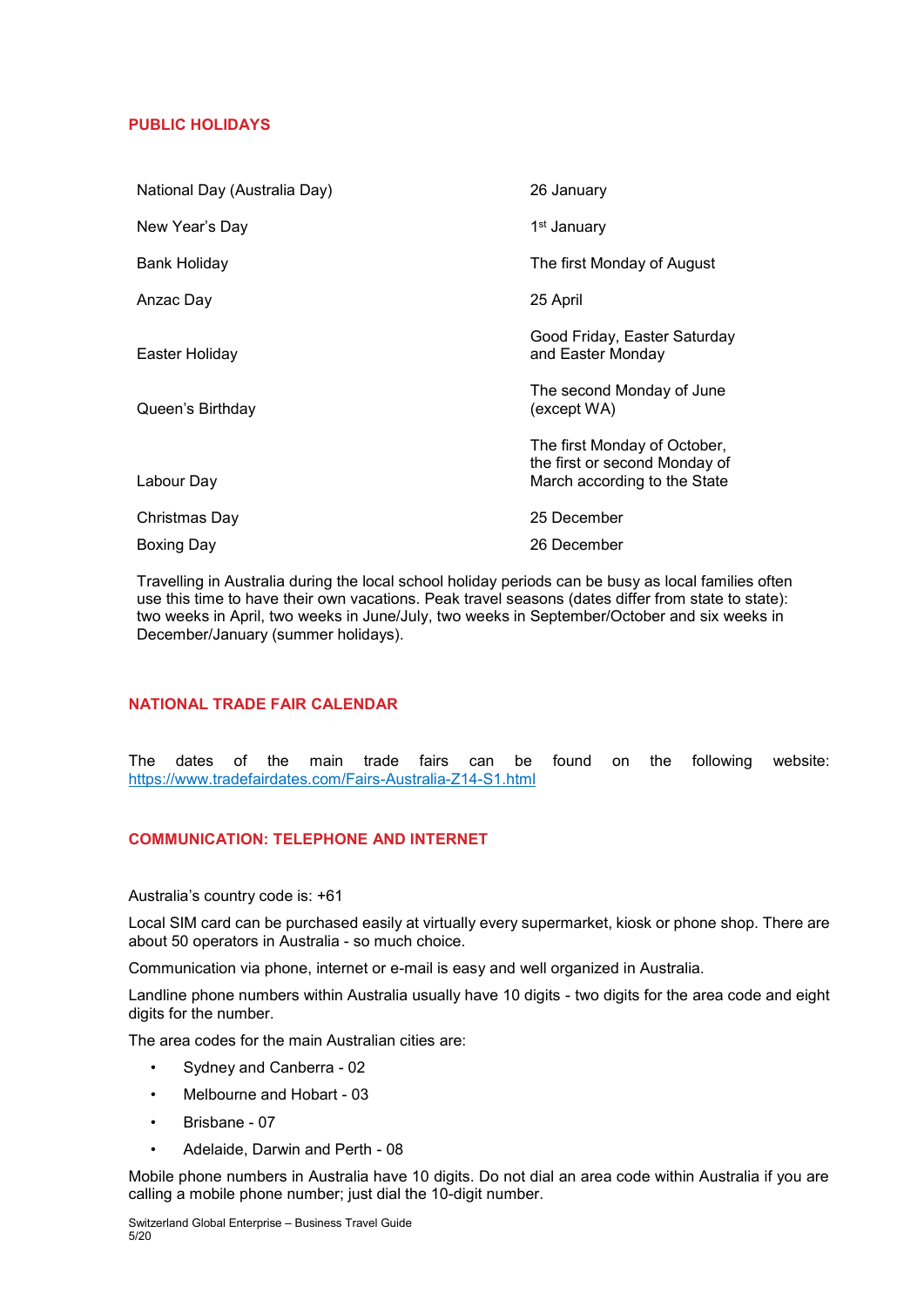## PUBLIC HOLIDAYS

| | |
|---|---|
| National Day (Australia Day) | 26 January |
| New Year's Day | 1st January |
| Bank Holiday | The first Monday of August |
| Anzac Day | 25 April |
| Easter Holiday | Good Friday, Easter Saturday and Easter Monday |
| Queen's Birthday | The second Monday of June (except WA) |
| Labour Day | The first Monday of October, the first or second Monday of March according to the State |
| Christmas Day | 25 December |
| Boxing Day | 26 December |

Travelling in Australia during the local school holiday periods can be busy as local families often use this time to have their own vacations. Peak travel seasons (dates differ from state to state): two weeks in April, two weeks in June/July, two weeks in September/October and six weeks in December/January (summer holidays).

## NATIONAL TRADE FAIR CALENDAR

The dates of the main trade fairs can be found on the following website: https://www.tradefairdates.com/Fairs-Australia-Z14-S1.html

## COMMUNICATION: TELEPHONE AND INTERNET

Australia's country code is: +61

Local SIM card can be purchased easily at virtually every supermarket, kiosk or phone shop. There are about 50 operators in Australia - so much choice.

Communication via phone, internet or e-mail is easy and well organized in Australia.

Landline phone numbers within Australia usually have 10 digits - two digits for the area code and eight digits for the number.

The area codes for the main Australian cities are:

- Sydney and Canberra - 02
- Melbourne and Hobart - 03
- Brisbane - 07
- Adelaide, Darwin and Perth - 08

Mobile phone numbers in Australia have 10 digits. Do not dial an area code within Australia if you are calling a mobile phone number; just dial the 10-digit number.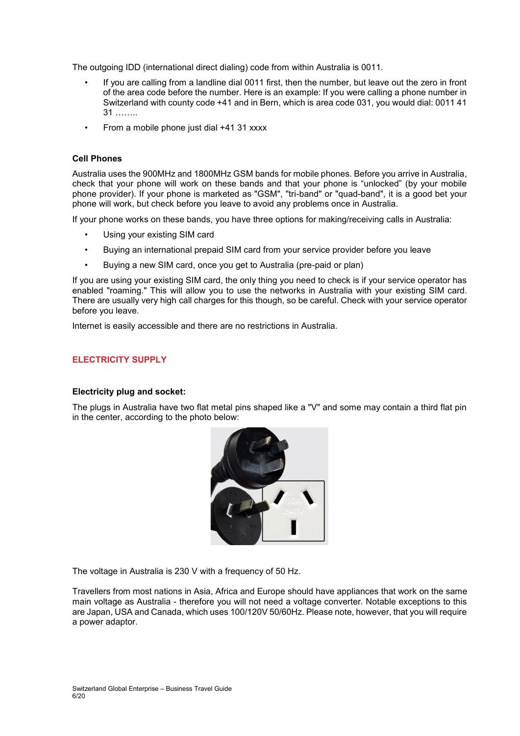The outgoing IDD (international direct dialing) code from within Australia is 0011.

- If you are calling from a landline dial 0011 first, then the number, but leave out the zero in front of the area code before the number. Here is an example: If you were calling a phone number in Switzerland with county code +41 and in Bern, which is area code 031, you would dial: 0011 41 31 ……..
- From a mobile phone just dial +41 31 xxxx

**Cell Phones**

Australia uses the 900MHz and 1800MHz GSM bands for mobile phones. Before you arrive in Australia, check that your phone will work on these bands and that your phone is "unlocked" (by your mobile phone provider). If your phone is marketed as "GSM", "tri-band" or "quad-band", it is a good bet your phone will work, but check before you leave to avoid any problems once in Australia.

If your phone works on these bands, you have three options for making/receiving calls in Australia:

- Using your existing SIM card
- Buying an international prepaid SIM card from your service provider before you leave
- Buying a new SIM card, once you get to Australia (pre-paid or plan)

If you are using your existing SIM card, the only thing you need to check is if your service operator has enabled "roaming." This will allow you to use the networks in Australia with your existing SIM card. There are usually very high call charges for this though, so be careful. Check with your service operator before you leave.

Internet is easily accessible and there are no restrictions in Australia.

## ELECTRICITY SUPPLY

**Electricity plug and socket:**

The plugs in Australia have two flat metal pins shaped like a "V" and some may contain a third flat pin in the center, according to the photo below:

The voltage in Australia is 230 V with a frequency of 50 Hz.

Travellers from most nations in Asia, Africa and Europe should have appliances that work on the same main voltage as Australia - therefore you will not need a voltage converter. Notable exceptions to this are Japan, USA and Canada, which uses 100/120V 50/60Hz. Please note, however, that you will require a power adaptor.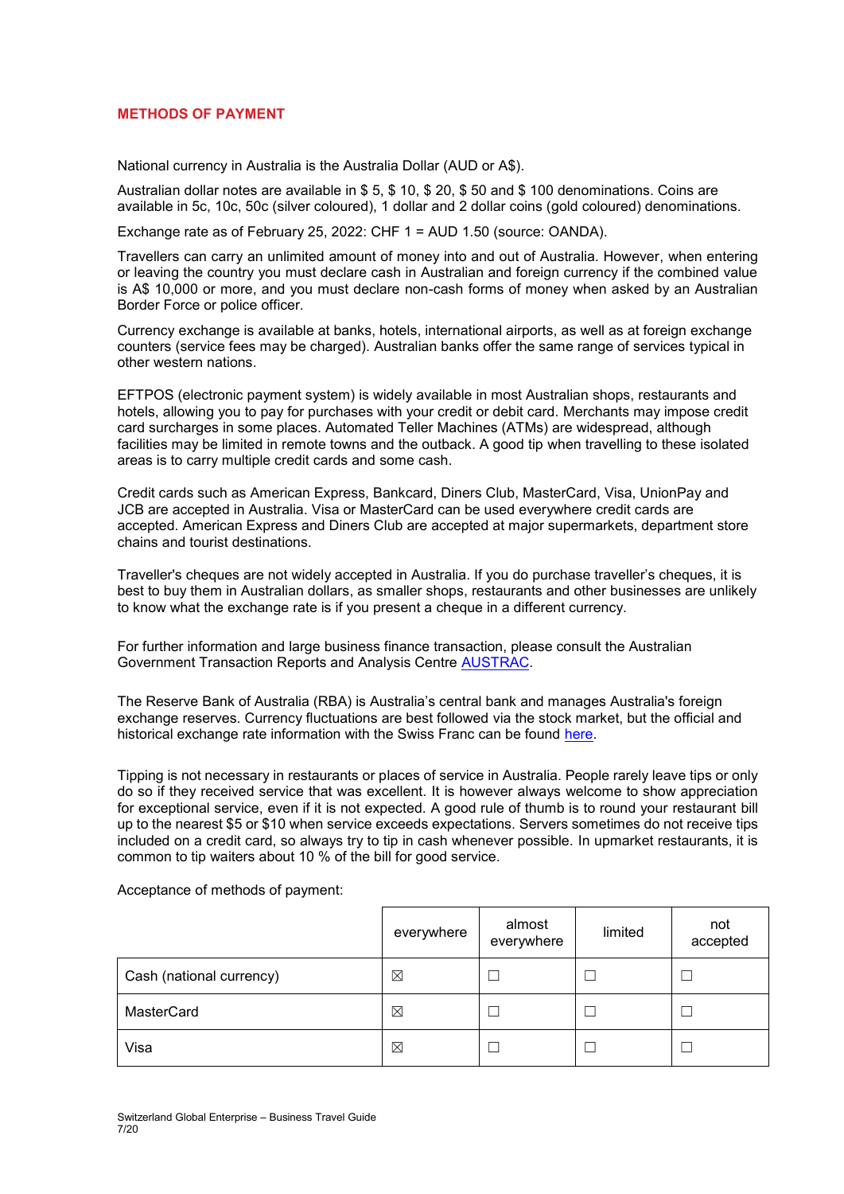## METHODS OF PAYMENT

National currency in Australia is the Australia Dollar (AUD or A$).

Australian dollar notes are available in $ 5, $ 10, $ 20, $ 50 and $ 100 denominations. Coins are available in 5c, 10c, 50c (silver coloured), 1 dollar and 2 dollar coins (gold coloured) denominations.

Exchange rate as of February 25, 2022: CHF 1 = AUD 1.50 (source: OANDA).

Travellers can carry an unlimited amount of money into and out of Australia. However, when entering or leaving the country you must declare cash in Australian and foreign currency if the combined value is A$ 10,000 or more, and you must declare non-cash forms of money when asked by an Australian Border Force or police officer.

Currency exchange is available at banks, hotels, international airports, as well as at foreign exchange counters (service fees may be charged). Australian banks offer the same range of services typical in other western nations.

EFTPOS (electronic payment system) is widely available in most Australian shops, restaurants and hotels, allowing you to pay for purchases with your credit or debit card. Merchants may impose credit card surcharges in some places. Automated Teller Machines (ATMs) are widespread, although facilities may be limited in remote towns and the outback. A good tip when travelling to these isolated areas is to carry multiple credit cards and some cash.

Credit cards such as American Express, Bankcard, Diners Club, MasterCard, Visa, UnionPay and JCB are accepted in Australia. Visa or MasterCard can be used everywhere credit cards are accepted. American Express and Diners Club are accepted at major supermarkets, department store chains and tourist destinations.

Traveller's cheques are not widely accepted in Australia. If you do purchase traveller's cheques, it is best to buy them in Australian dollars, as smaller shops, restaurants and other businesses are unlikely to know what the exchange rate is if you present a cheque in a different currency.

For further information and large business finance transaction, please consult the Australian Government Transaction Reports and Analysis Centre AUSTRAC.

The Reserve Bank of Australia (RBA) is Australia's central bank and manages Australia's foreign exchange reserves. Currency fluctuations are best followed via the stock market, but the official and historical exchange rate information with the Swiss Franc can be found here.

Tipping is not necessary in restaurants or places of service in Australia. People rarely leave tips or only do so if they received service that was excellent. It is however always welcome to show appreciation for exceptional service, even if it is not expected. A good rule of thumb is to round your restaurant bill up to the nearest $5 or $10 when service exceeds expectations. Servers sometimes do not receive tips included on a credit card, so always try to tip in cash whenever possible. In upmarket restaurants, it is common to tip waiters about 10 % of the bill for good service.

Acceptance of methods of payment:

| | everywhere | almost everywhere | limited | not accepted |
|---|---|---|---|---|
| Cash (national currency) | ☒ | ☐ | ☐ | ☐ |
| MasterCard | ☒ | ☐ | ☐ | ☐ |
| Visa | ☒ | ☐ | ☐ | ☐ |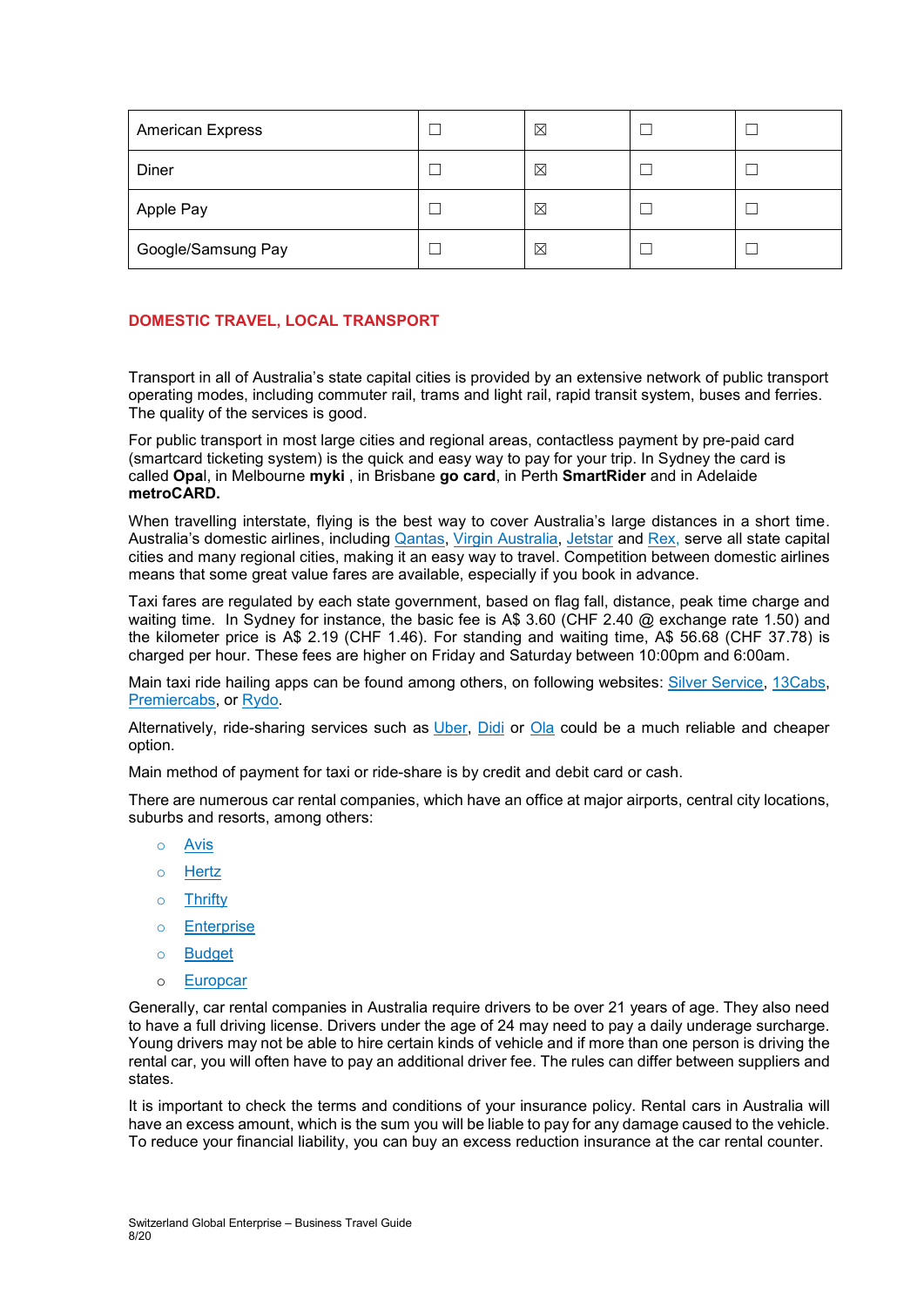| American Express | ☐ | ☒ | ☐ | ☐ |
|---|---|---|---|---|
| Diner | ☐ | ☒ | ☐ | ☐ |
| Apple Pay | ☐ | ☒ | ☐ | ☐ |
| Google/Samsung Pay | ☐ | ☒ | ☐ | ☐ |

## DOMESTIC TRAVEL, LOCAL TRANSPORT

Transport in all of Australia's state capital cities is provided by an extensive network of public transport operating modes, including commuter rail, trams and light rail, rapid transit system, buses and ferries. The quality of the services is good.

For public transport in most large cities and regional areas, contactless payment by pre-paid card (smartcard ticketing system) is the quick and easy way to pay for your trip. In Sydney the card is called **Opa**l, in Melbourne **myki** , in Brisbane **go card**, in Perth **SmartRider** and in Adelaide **metroCARD.**

When travelling interstate, flying is the best way to cover Australia's large distances in a short time. Australia's domestic airlines, including Qantas, Virgin Australia, Jetstar and Rex, serve all state capital cities and many regional cities, making it an easy way to travel. Competition between domestic airlines means that some great value fares are available, especially if you book in advance.

Taxi fares are regulated by each state government, based on flag fall, distance, peak time charge and waiting time. In Sydney for instance, the basic fee is A$ 3.60 (CHF 2.40 @ exchange rate 1.50) and the kilometer price is A$ 2.19 (CHF 1.46). For standing and waiting time, A$ 56.68 (CHF 37.78) is charged per hour. These fees are higher on Friday and Saturday between 10:00pm and 6:00am.

Main taxi ride hailing apps can be found among others, on following websites: Silver Service, 13Cabs, Premiercabs, or Rydo.

Alternatively, ride-sharing services such as Uber, Didi or Ola could be a much reliable and cheaper option.

Main method of payment for taxi or ride-share is by credit and debit card or cash.

There are numerous car rental companies, which have an office at major airports, central city locations, suburbs and resorts, among others:

- Avis
- Hertz
- Thrifty
- Enterprise
- Budget
- Europcar

Generally, car rental companies in Australia require drivers to be over 21 years of age. They also need to have a full driving license. Drivers under the age of 24 may need to pay a daily underage surcharge. Young drivers may not be able to hire certain kinds of vehicle and if more than one person is driving the rental car, you will often have to pay an additional driver fee. The rules can differ between suppliers and states.

It is important to check the terms and conditions of your insurance policy. Rental cars in Australia will have an excess amount, which is the sum you will be liable to pay for any damage caused to the vehicle. To reduce your financial liability, you can buy an excess reduction insurance at the car rental counter.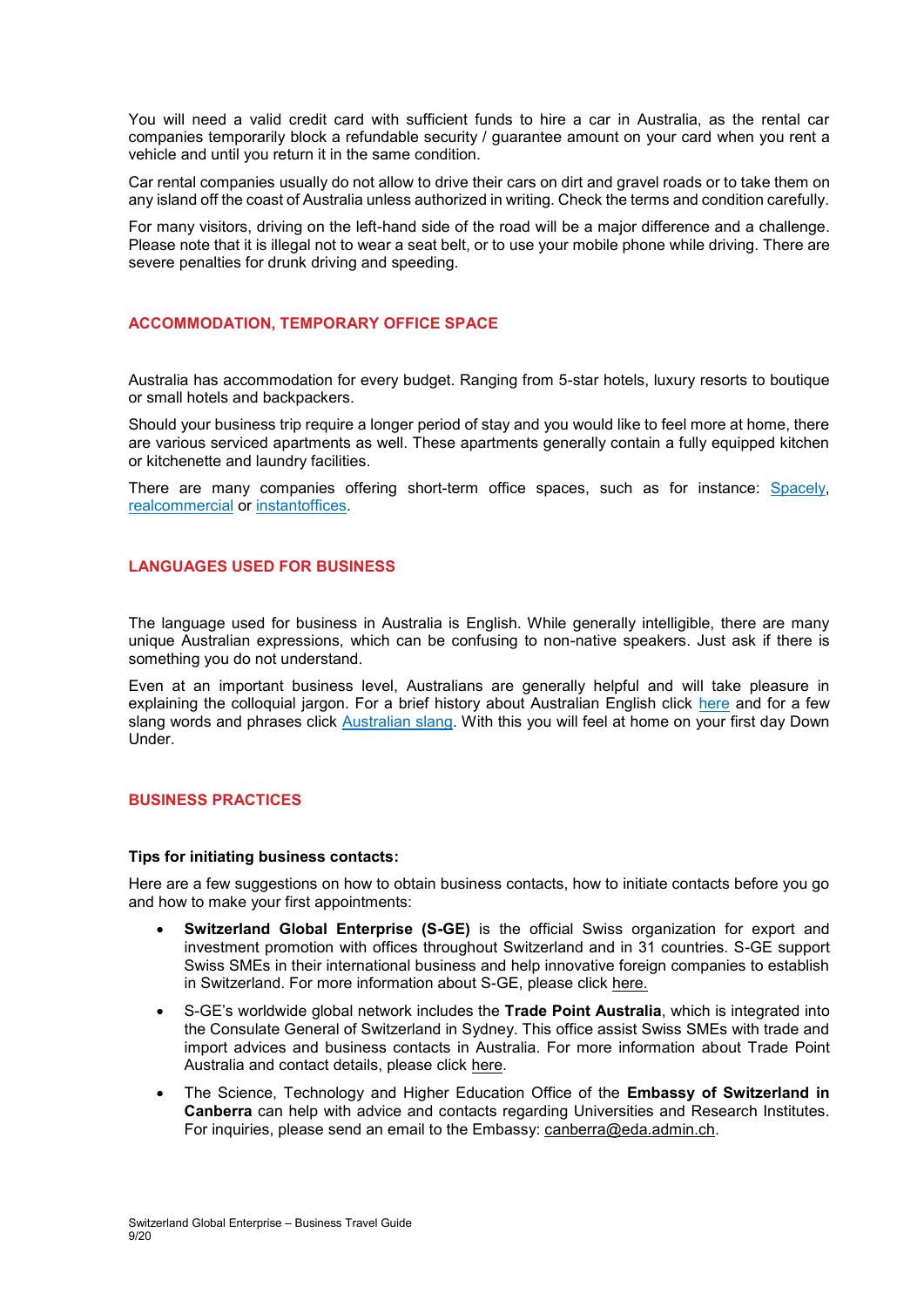You will need a valid credit card with sufficient funds to hire a car in Australia, as the rental car companies temporarily block a refundable security / guarantee amount on your card when you rent a vehicle and until you return it in the same condition.

Car rental companies usually do not allow to drive their cars on dirt and gravel roads or to take them on any island off the coast of Australia unless authorized in writing. Check the terms and condition carefully.

For many visitors, driving on the left-hand side of the road will be a major difference and a challenge. Please note that it is illegal not to wear a seat belt, or to use your mobile phone while driving. There are severe penalties for drunk driving and speeding.

## ACCOMMODATION, TEMPORARY OFFICE SPACE

Australia has accommodation for every budget. Ranging from 5-star hotels, luxury resorts to boutique or small hotels and backpackers.

Should your business trip require a longer period of stay and you would like to feel more at home, there are various serviced apartments as well. These apartments generally contain a fully equipped kitchen or kitchenette and laundry facilities.

There are many companies offering short-term office spaces, such as for instance: Spacely, realcommercial or instantoffices.

## LANGUAGES USED FOR BUSINESS

The language used for business in Australia is English. While generally intelligible, there are many unique Australian expressions, which can be confusing to non-native speakers. Just ask if there is something you do not understand.

Even at an important business level, Australians are generally helpful and will take pleasure in explaining the colloquial jargon. For a brief history about Australian English click here and for a few slang words and phrases click Australian slang. With this you will feel at home on your first day Down Under.

## BUSINESS PRACTICES

**Tips for initiating business contacts:**

Here are a few suggestions on how to obtain business contacts, how to initiate contacts before you go and how to make your first appointments:

- **Switzerland Global Enterprise (S-GE)** is the official Swiss organization for export and investment promotion with offices throughout Switzerland and in 31 countries. S-GE support Swiss SMEs in their international business and help innovative foreign companies to establish in Switzerland. For more information about S-GE, please click here.
- S-GE's worldwide global network includes the **Trade Point Australia**, which is integrated into the Consulate General of Switzerland in Sydney. This office assist Swiss SMEs with trade and import advices and business contacts in Australia. For more information about Trade Point Australia and contact details, please click here.
- The Science, Technology and Higher Education Office of the **Embassy of Switzerland in Canberra** can help with advice and contacts regarding Universities and Research Institutes. For inquiries, please send an email to the Embassy: canberra@eda.admin.ch.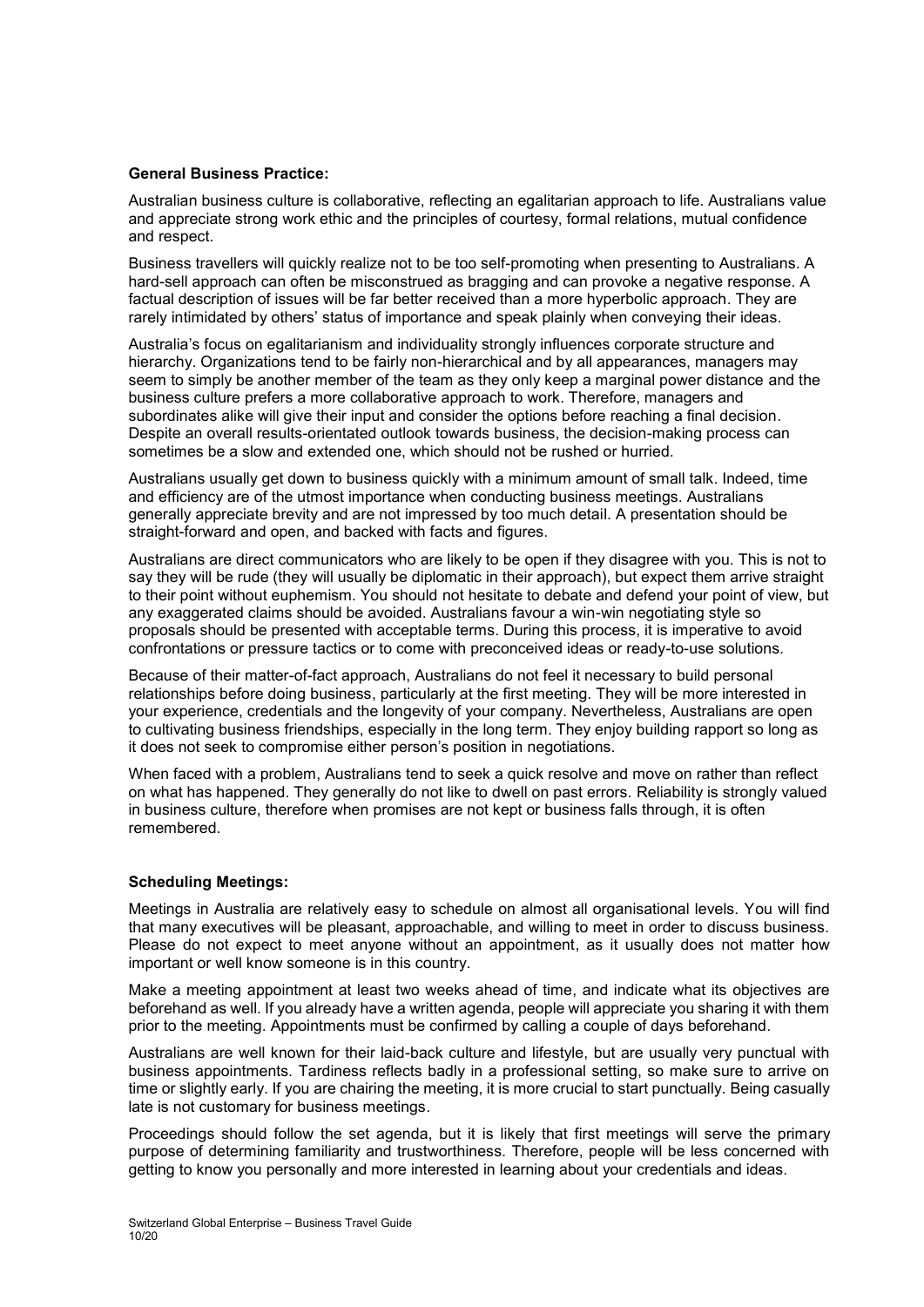**General Business Practice:**

Australian business culture is collaborative, reflecting an egalitarian approach to life. Australians value and appreciate strong work ethic and the principles of courtesy, formal relations, mutual confidence and respect.

Business travellers will quickly realize not to be too self-promoting when presenting to Australians. A hard-sell approach can often be misconstrued as bragging and can provoke a negative response. A factual description of issues will be far better received than a more hyperbolic approach. They are rarely intimidated by others' status of importance and speak plainly when conveying their ideas.

Australia's focus on egalitarianism and individuality strongly influences corporate structure and hierarchy. Organizations tend to be fairly non-hierarchical and by all appearances, managers may seem to simply be another member of the team as they only keep a marginal power distance and the business culture prefers a more collaborative approach to work. Therefore, managers and subordinates alike will give their input and consider the options before reaching a final decision. Despite an overall results-orientated outlook towards business, the decision-making process can sometimes be a slow and extended one, which should not be rushed or hurried.

Australians usually get down to business quickly with a minimum amount of small talk. Indeed, time and efficiency are of the utmost importance when conducting business meetings. Australians generally appreciate brevity and are not impressed by too much detail. A presentation should be straight-forward and open, and backed with facts and figures.

Australians are direct communicators who are likely to be open if they disagree with you. This is not to say they will be rude (they will usually be diplomatic in their approach), but expect them arrive straight to their point without euphemism. You should not hesitate to debate and defend your point of view, but any exaggerated claims should be avoided. Australians favour a win-win negotiating style so proposals should be presented with acceptable terms. During this process, it is imperative to avoid confrontations or pressure tactics or to come with preconceived ideas or ready-to-use solutions.

Because of their matter-of-fact approach, Australians do not feel it necessary to build personal relationships before doing business, particularly at the first meeting. They will be more interested in your experience, credentials and the longevity of your company. Nevertheless, Australians are open to cultivating business friendships, especially in the long term. They enjoy building rapport so long as it does not seek to compromise either person's position in negotiations.

When faced with a problem, Australians tend to seek a quick resolve and move on rather than reflect on what has happened. They generally do not like to dwell on past errors. Reliability is strongly valued in business culture, therefore when promises are not kept or business falls through, it is often remembered.

**Scheduling Meetings:**

Meetings in Australia are relatively easy to schedule on almost all organisational levels. You will find that many executives will be pleasant, approachable, and willing to meet in order to discuss business. Please do not expect to meet anyone without an appointment, as it usually does not matter how important or well know someone is in this country.

Make a meeting appointment at least two weeks ahead of time, and indicate what its objectives are beforehand as well. If you already have a written agenda, people will appreciate you sharing it with them prior to the meeting. Appointments must be confirmed by calling a couple of days beforehand.

Australians are well known for their laid-back culture and lifestyle, but are usually very punctual with business appointments. Tardiness reflects badly in a professional setting, so make sure to arrive on time or slightly early. If you are chairing the meeting, it is more crucial to start punctually. Being casually late is not customary for business meetings.

Proceedings should follow the set agenda, but it is likely that first meetings will serve the primary purpose of determining familiarity and trustworthiness. Therefore, people will be less concerned with getting to know you personally and more interested in learning about your credentials and ideas.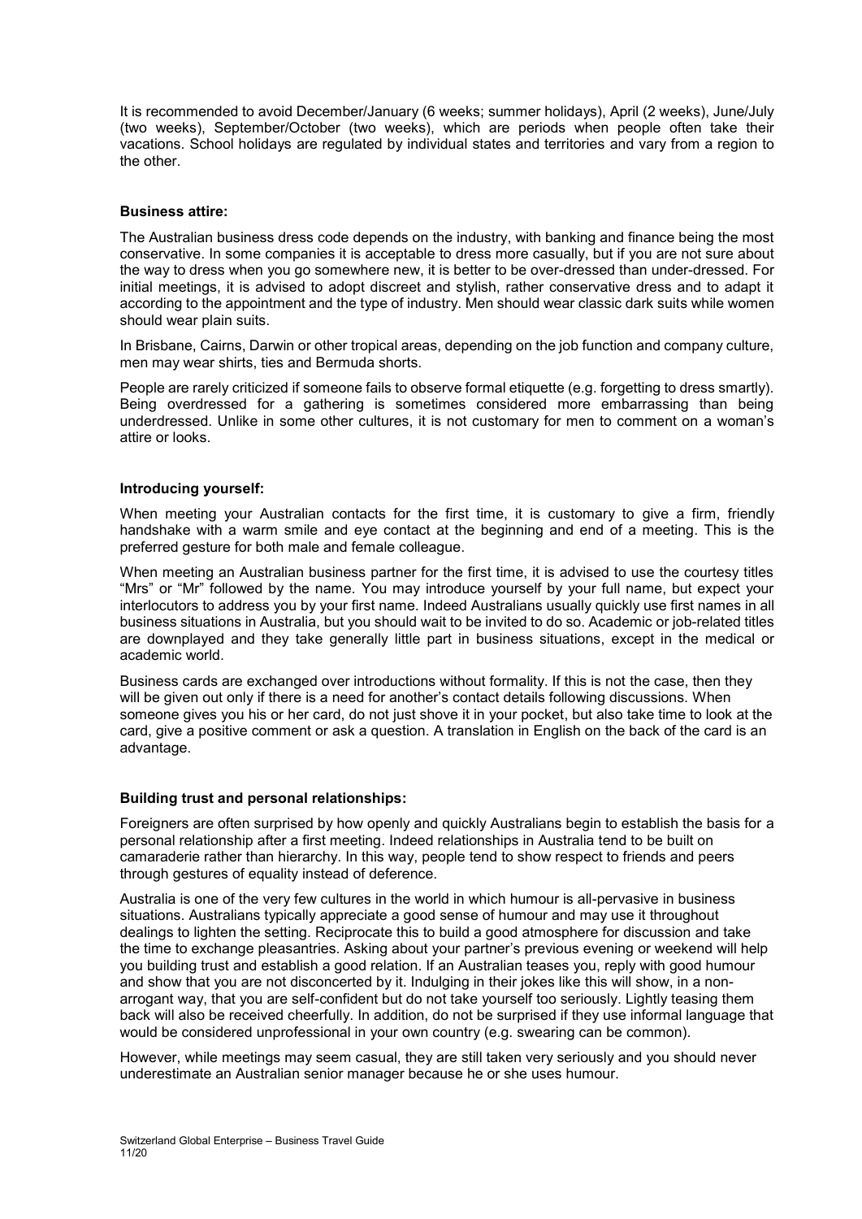It is recommended to avoid December/January (6 weeks; summer holidays), April (2 weeks), June/July (two weeks), September/October (two weeks), which are periods when people often take their vacations. School holidays are regulated by individual states and territories and vary from a region to the other.

**Business attire:**

The Australian business dress code depends on the industry, with banking and finance being the most conservative. In some companies it is acceptable to dress more casually, but if you are not sure about the way to dress when you go somewhere new, it is better to be over-dressed than under-dressed. For initial meetings, it is advised to adopt discreet and stylish, rather conservative dress and to adapt it according to the appointment and the type of industry. Men should wear classic dark suits while women should wear plain suits.

In Brisbane, Cairns, Darwin or other tropical areas, depending on the job function and company culture, men may wear shirts, ties and Bermuda shorts.

People are rarely criticized if someone fails to observe formal etiquette (e.g. forgetting to dress smartly). Being overdressed for a gathering is sometimes considered more embarrassing than being underdressed. Unlike in some other cultures, it is not customary for men to comment on a woman's attire or looks.

**Introducing yourself:**

When meeting your Australian contacts for the first time, it is customary to give a firm, friendly handshake with a warm smile and eye contact at the beginning and end of a meeting. This is the preferred gesture for both male and female colleague.

When meeting an Australian business partner for the first time, it is advised to use the courtesy titles "Mrs" or "Mr" followed by the name. You may introduce yourself by your full name, but expect your interlocutors to address you by your first name. Indeed Australians usually quickly use first names in all business situations in Australia, but you should wait to be invited to do so. Academic or job-related titles are downplayed and they take generally little part in business situations, except in the medical or academic world.

Business cards are exchanged over introductions without formality. If this is not the case, then they will be given out only if there is a need for another's contact details following discussions. When someone gives you his or her card, do not just shove it in your pocket, but also take time to look at the card, give a positive comment or ask a question. A translation in English on the back of the card is an advantage.

**Building trust and personal relationships:**

Foreigners are often surprised by how openly and quickly Australians begin to establish the basis for a personal relationship after a first meeting. Indeed relationships in Australia tend to be built on camaraderie rather than hierarchy. In this way, people tend to show respect to friends and peers through gestures of equality instead of deference.

Australia is one of the very few cultures in the world in which humour is all-pervasive in business situations. Australians typically appreciate a good sense of humour and may use it throughout dealings to lighten the setting. Reciprocate this to build a good atmosphere for discussion and take the time to exchange pleasantries. Asking about your partner's previous evening or weekend will help you building trust and establish a good relation. If an Australian teases you, reply with good humour and show that you are not disconcerted by it. Indulging in their jokes like this will show, in a non-arrogant way, that you are self-confident but do not take yourself too seriously. Lightly teasing them back will also be received cheerfully. In addition, do not be surprised if they use informal language that would be considered unprofessional in your own country (e.g. swearing can be common).

However, while meetings may seem casual, they are still taken very seriously and you should never underestimate an Australian senior manager because he or she uses humour.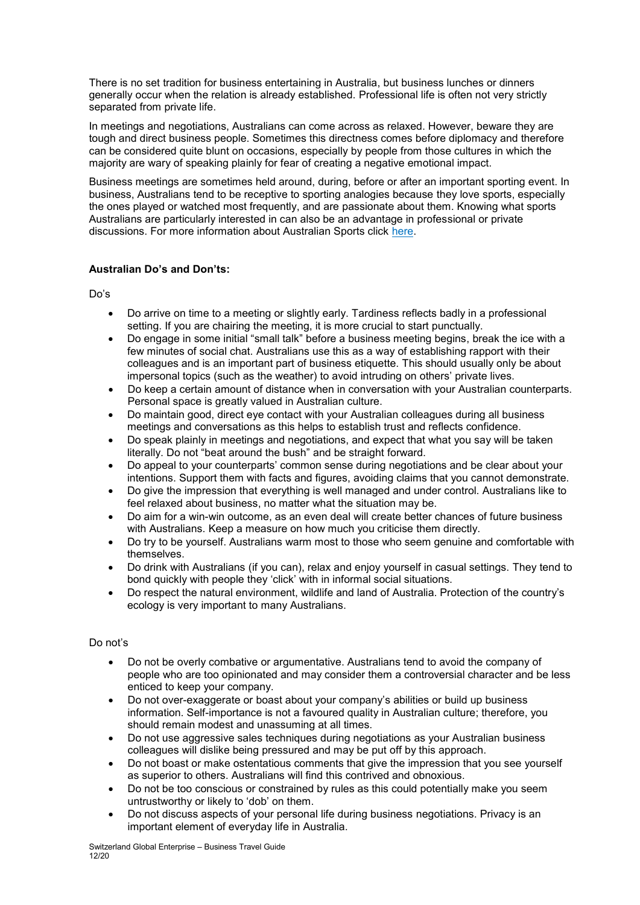There is no set tradition for business entertaining in Australia, but business lunches or dinners generally occur when the relation is already established. Professional life is often not very strictly separated from private life.

In meetings and negotiations, Australians can come across as relaxed. However, beware they are tough and direct business people. Sometimes this directness comes before diplomacy and therefore can be considered quite blunt on occasions, especially by people from those cultures in which the majority are wary of speaking plainly for fear of creating a negative emotional impact.

Business meetings are sometimes held around, during, before or after an important sporting event. In business, Australians tend to be receptive to sporting analogies because they love sports, especially the ones played or watched most frequently, and are passionate about them. Knowing what sports Australians are particularly interested in can also be an advantage in professional or private discussions. For more information about Australian Sports click here.

**Australian Do's and Don'ts:**

Do's

- Do arrive on time to a meeting or slightly early. Tardiness reflects badly in a professional setting. If you are chairing the meeting, it is more crucial to start punctually.
- Do engage in some initial "small talk" before a business meeting begins, break the ice with a few minutes of social chat. Australians use this as a way of establishing rapport with their colleagues and is an important part of business etiquette. This should usually only be about impersonal topics (such as the weather) to avoid intruding on others' private lives.
- Do keep a certain amount of distance when in conversation with your Australian counterparts. Personal space is greatly valued in Australian culture.
- Do maintain good, direct eye contact with your Australian colleagues during all business meetings and conversations as this helps to establish trust and reflects confidence.
- Do speak plainly in meetings and negotiations, and expect that what you say will be taken literally. Do not "beat around the bush" and be straight forward.
- Do appeal to your counterparts' common sense during negotiations and be clear about your intentions. Support them with facts and figures, avoiding claims that you cannot demonstrate.
- Do give the impression that everything is well managed and under control. Australians like to feel relaxed about business, no matter what the situation may be.
- Do aim for a win-win outcome, as an even deal will create better chances of future business with Australians. Keep a measure on how much you criticise them directly.
- Do try to be yourself. Australians warm most to those who seem genuine and comfortable with themselves.
- Do drink with Australians (if you can), relax and enjoy yourself in casual settings. They tend to bond quickly with people they 'click' with in informal social situations.
- Do respect the natural environment, wildlife and land of Australia. Protection of the country's ecology is very important to many Australians.

Do not's

- Do not be overly combative or argumentative. Australians tend to avoid the company of people who are too opinionated and may consider them a controversial character and be less enticed to keep your company.
- Do not over-exaggerate or boast about your company's abilities or build up business information. Self-importance is not a favoured quality in Australian culture; therefore, you should remain modest and unassuming at all times.
- Do not use aggressive sales techniques during negotiations as your Australian business colleagues will dislike being pressured and may be put off by this approach.
- Do not boast or make ostentatious comments that give the impression that you see yourself as superior to others. Australians will find this contrived and obnoxious.
- Do not be too conscious or constrained by rules as this could potentially make you seem untrustworthy or likely to 'dob' on them.
- Do not discuss aspects of your personal life during business negotiations. Privacy is an important element of everyday life in Australia.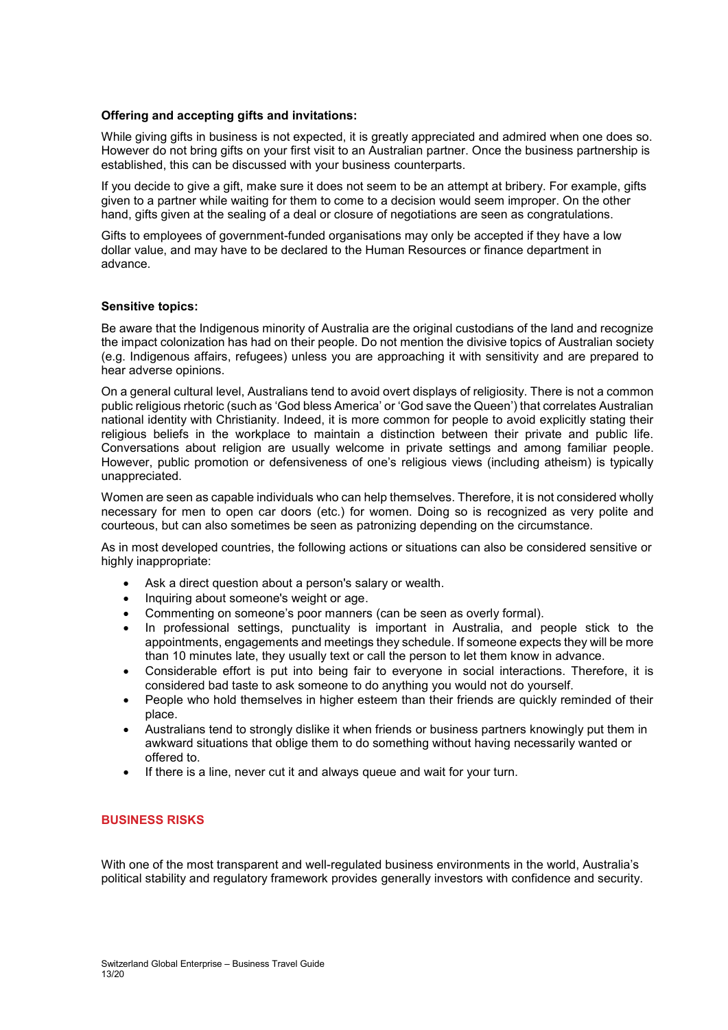**Offering and accepting gifts and invitations:**

While giving gifts in business is not expected, it is greatly appreciated and admired when one does so. However do not bring gifts on your first visit to an Australian partner. Once the business partnership is established, this can be discussed with your business counterparts.

If you decide to give a gift, make sure it does not seem to be an attempt at bribery. For example, gifts given to a partner while waiting for them to come to a decision would seem improper. On the other hand, gifts given at the sealing of a deal or closure of negotiations are seen as congratulations.

Gifts to employees of government-funded organisations may only be accepted if they have a low dollar value, and may have to be declared to the Human Resources or finance department in advance.

**Sensitive topics:**

Be aware that the Indigenous minority of Australia are the original custodians of the land and recognize the impact colonization has had on their people. Do not mention the divisive topics of Australian society (e.g. Indigenous affairs, refugees) unless you are approaching it with sensitivity and are prepared to hear adverse opinions.

On a general cultural level, Australians tend to avoid overt displays of religiosity. There is not a common public religious rhetoric (such as 'God bless America' or 'God save the Queen') that correlates Australian national identity with Christianity. Indeed, it is more common for people to avoid explicitly stating their religious beliefs in the workplace to maintain a distinction between their private and public life. Conversations about religion are usually welcome in private settings and among familiar people. However, public promotion or defensiveness of one's religious views (including atheism) is typically unappreciated.

Women are seen as capable individuals who can help themselves. Therefore, it is not considered wholly necessary for men to open car doors (etc.) for women. Doing so is recognized as very polite and courteous, but can also sometimes be seen as patronizing depending on the circumstance.

As in most developed countries, the following actions or situations can also be considered sensitive or highly inappropriate:

- Ask a direct question about a person's salary or wealth.
- Inquiring about someone's weight or age.
- Commenting on someone's poor manners (can be seen as overly formal).
- In professional settings, punctuality is important in Australia, and people stick to the appointments, engagements and meetings they schedule. If someone expects they will be more than 10 minutes late, they usually text or call the person to let them know in advance.
- Considerable effort is put into being fair to everyone in social interactions. Therefore, it is considered bad taste to ask someone to do anything you would not do yourself.
- People who hold themselves in higher esteem than their friends are quickly reminded of their place.
- Australians tend to strongly dislike it when friends or business partners knowingly put them in awkward situations that oblige them to do something without having necessarily wanted or offered to.
- If there is a line, never cut it and always queue and wait for your turn.

## BUSINESS RISKS

With one of the most transparent and well-regulated business environments in the world, Australia's political stability and regulatory framework provides generally investors with confidence and security.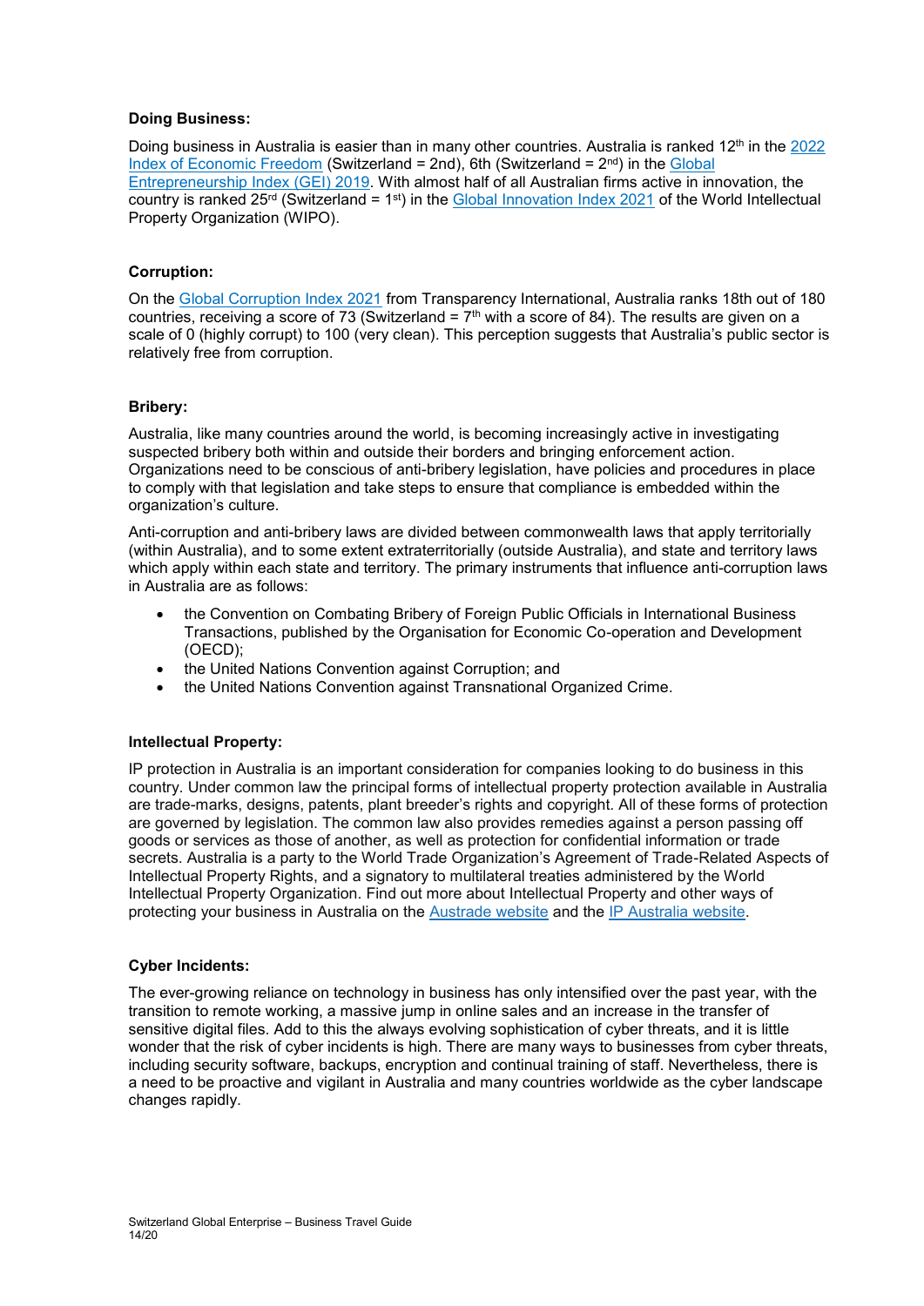**Doing Business:**

Doing business in Australia is easier than in many other countries. Australia is ranked 12th in the 2022 Index of Economic Freedom (Switzerland = 2nd), 6th (Switzerland = 2nd) in the Global Entrepreneurship Index (GEI) 2019. With almost half of all Australian firms active in innovation, the country is ranked 25rd (Switzerland = 1st) in the Global Innovation Index 2021 of the World Intellectual Property Organization (WIPO).

**Corruption:**

On the Global Corruption Index 2021 from Transparency International, Australia ranks 18th out of 180 countries, receiving a score of 73 (Switzerland = 7th with a score of 84). The results are given on a scale of 0 (highly corrupt) to 100 (very clean). This perception suggests that Australia's public sector is relatively free from corruption.

**Bribery:**

Australia, like many countries around the world, is becoming increasingly active in investigating suspected bribery both within and outside their borders and bringing enforcement action. Organizations need to be conscious of anti-bribery legislation, have policies and procedures in place to comply with that legislation and take steps to ensure that compliance is embedded within the organization's culture.

Anti-corruption and anti-bribery laws are divided between commonwealth laws that apply territorially (within Australia), and to some extent extraterritorially (outside Australia), and state and territory laws which apply within each state and territory. The primary instruments that influence anti-corruption laws in Australia are as follows:

- the Convention on Combating Bribery of Foreign Public Officials in International Business Transactions, published by the Organisation for Economic Co-operation and Development (OECD);
- the United Nations Convention against Corruption; and
- the United Nations Convention against Transnational Organized Crime.

**Intellectual Property:**

IP protection in Australia is an important consideration for companies looking to do business in this country. Under common law the principal forms of intellectual property protection available in Australia are trade-marks, designs, patents, plant breeder's rights and copyright. All of these forms of protection are governed by legislation. The common law also provides remedies against a person passing off goods or services as those of another, as well as protection for confidential information or trade secrets. Australia is a party to the World Trade Organization's Agreement of Trade-Related Aspects of Intellectual Property Rights, and a signatory to multilateral treaties administered by the World Intellectual Property Organization. Find out more about Intellectual Property and other ways of protecting your business in Australia on the Austrade website and the IP Australia website.

**Cyber Incidents:**

The ever-growing reliance on technology in business has only intensified over the past year, with the transition to remote working, a massive jump in online sales and an increase in the transfer of sensitive digital files. Add to this the always evolving sophistication of cyber threats, and it is little wonder that the risk of cyber incidents is high. There are many ways to businesses from cyber threats, including security software, backups, encryption and continual training of staff. Nevertheless, there is a need to be proactive and vigilant in Australia and many countries worldwide as the cyber landscape changes rapidly.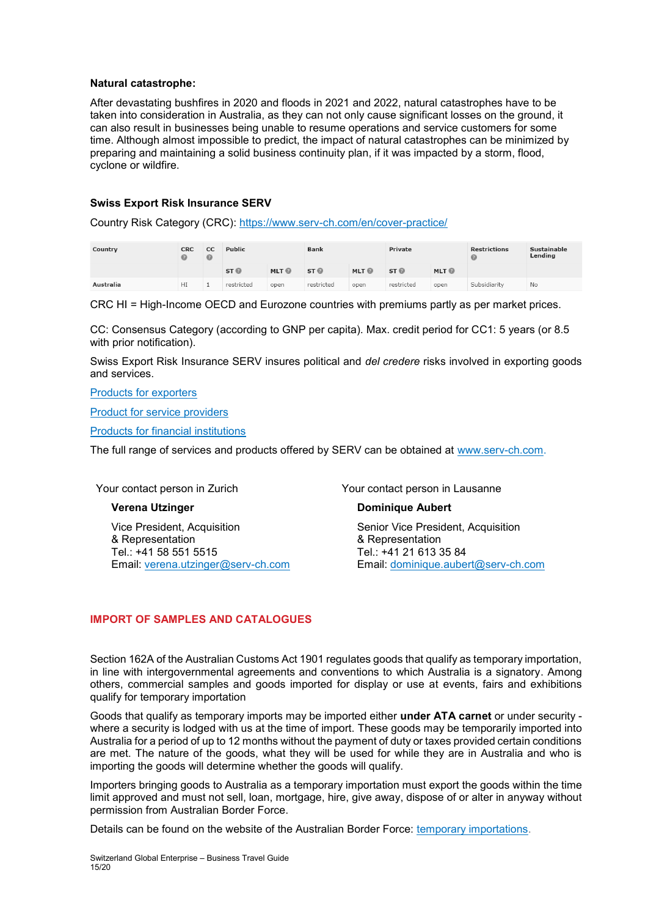**Natural catastrophe:**

After devastating bushfires in 2020 and floods in 2021 and 2022, natural catastrophes have to be taken into consideration in Australia, as they can not only cause significant losses on the ground, it can also result in businesses being unable to resume operations and service customers for some time. Although almost impossible to predict, the impact of natural catastrophes can be minimized by preparing and maintaining a solid business continuity plan, if it was impacted by a storm, flood, cyclone or wildfire.

### Swiss Export Risk Insurance SERV

Country Risk Category (CRC): [https://www.serv-ch.com/en/cover-practice/](https://www.serv-ch.com/en/cover-practice/)

| Country | CRC | CC | Public | | Bank | | Private | | Restrictions | Sustainable Lending |
|---|---|---|---|---|---|---|---|---|---|---|
| | | | ST | MLT | ST | MLT | ST | MLT | | |
| Australia | HI | 1 | restricted | open | restricted | open | restricted | open | Subsidiarity | No |

CRC HI = High-Income OECD and Eurozone countries with premiums partly as per market prices.

CC: Consensus Category (according to GNP per capita). Max. credit period for CC1: 5 years (or 8.5 with prior notification).

Swiss Export Risk Insurance SERV insures political and *del credere* risks involved in exporting goods and services.

Products for exporters

Product for service providers

Products for financial institutions

The full range of services and products offered by SERV can be obtained at www.serv-ch.com.

Your contact person in Zurich

**Verena Utzinger**

Vice President, Acquisition
& Representation
Tel.: +41 58 551 5515
Email: verena.utzinger@serv-ch.com

Your contact person in Lausanne

**Dominique Aubert**

Senior Vice President, Acquisition
& Representation
Tel.: +41 21 613 35 84
Email: dominique.aubert@serv-ch.com

## IMPORT OF SAMPLES AND CATALOGUES

Section 162A of the Australian Customs Act 1901 regulates goods that qualify as temporary importation, in line with intergovernmental agreements and conventions to which Australia is a signatory. Among others, commercial samples and goods imported for display or use at events, fairs and exhibitions qualify for temporary importation

Goods that qualify as temporary imports may be imported either **under ATA carnet** or under security - where a security is lodged with us at the time of import. These goods may be temporarily imported into Australia for a period of up to 12 months without the payment of duty or taxes provided certain conditions are met. The nature of the goods, what they will be used for while they are in Australia and who is importing the goods will determine whether the goods will qualify.

Importers bringing goods to Australia as a temporary importation must export the goods within the time limit approved and must not sell, loan, mortgage, hire, give away, dispose of or alter in anyway without permission from Australian Border Force.

Details can be found on the website of the Australian Border Force: temporary importations.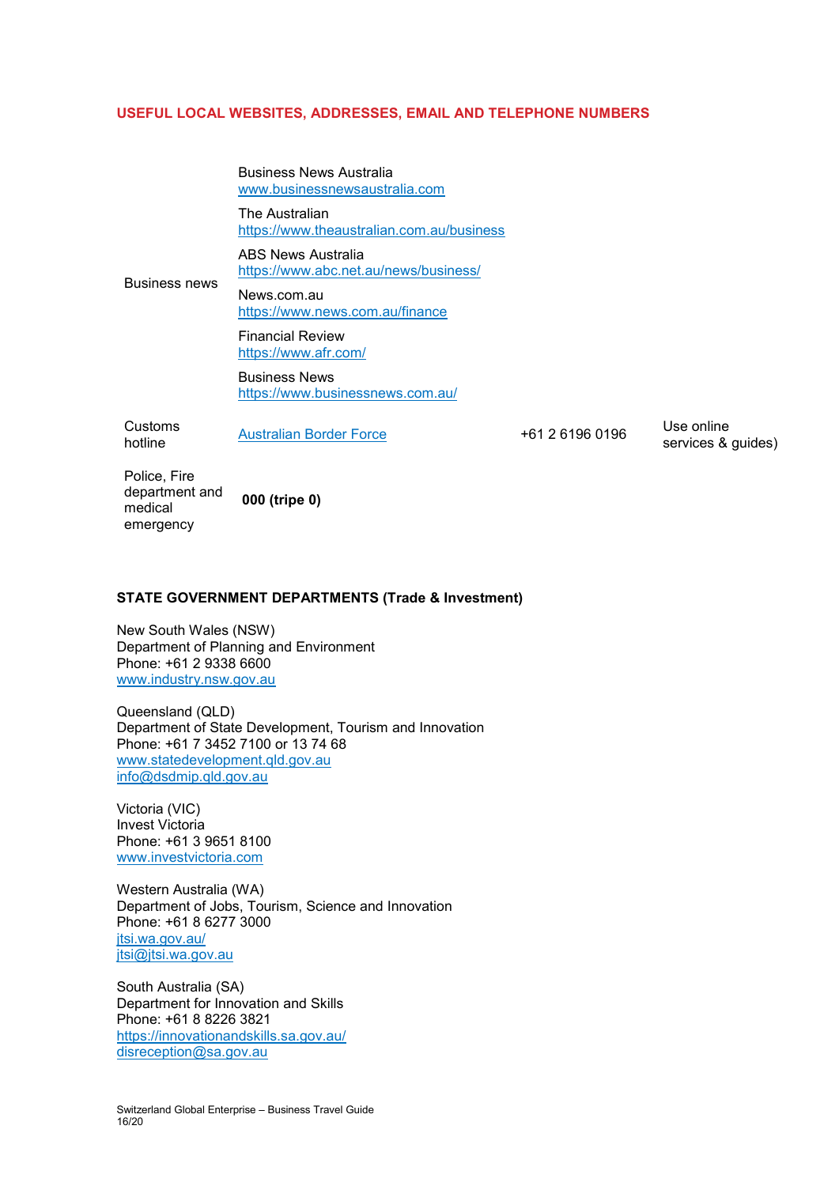## USEFUL LOCAL WEBSITES, ADDRESSES, EMAIL AND TELEPHONE NUMBERS

| | | | |
|---|---|---|---|
| Business news | Business News Australia<br>www.businessnewsaustralia.com<br><br>The Australian<br>https://www.theaustralian.com.au/business<br><br>ABS News Australia<br>https://www.abc.net.au/news/business/<br><br>News.com.au<br>https://www.news.com.au/finance<br><br>Financial Review<br>https://www.afr.com/<br><br>Business News<br>https://www.businessnews.com.au/ | | |
| Customs hotline | Australian Border Force | +61 2 6196 0196 | Use online services & guides) |
| Police, Fire department and medical emergency | **000 (tripe 0)** | | |

### STATE GOVERNMENT DEPARTMENTS (Trade & Investment)

New South Wales (NSW)
Department of Planning and Environment
Phone: +61 2 9338 6600
www.industry.nsw.gov.au

Queensland (QLD)
Department of State Development, Tourism and Innovation
Phone: +61 7 3452 7100 or 13 74 68
www.statedevelopment.qld.gov.au
info@dsdmip.qld.gov.au

Victoria (VIC)
Invest Victoria
Phone: +61 3 9651 8100
www.investvictoria.com

Western Australia (WA)
Department of Jobs, Tourism, Science and Innovation
Phone: +61 8 6277 3000
jtsi.wa.gov.au/
jtsi@jtsi.wa.gov.au

South Australia (SA)
Department for Innovation and Skills
Phone: +61 8 8226 3821
https://innovationandskills.sa.gov.au/
disreception@sa.gov.au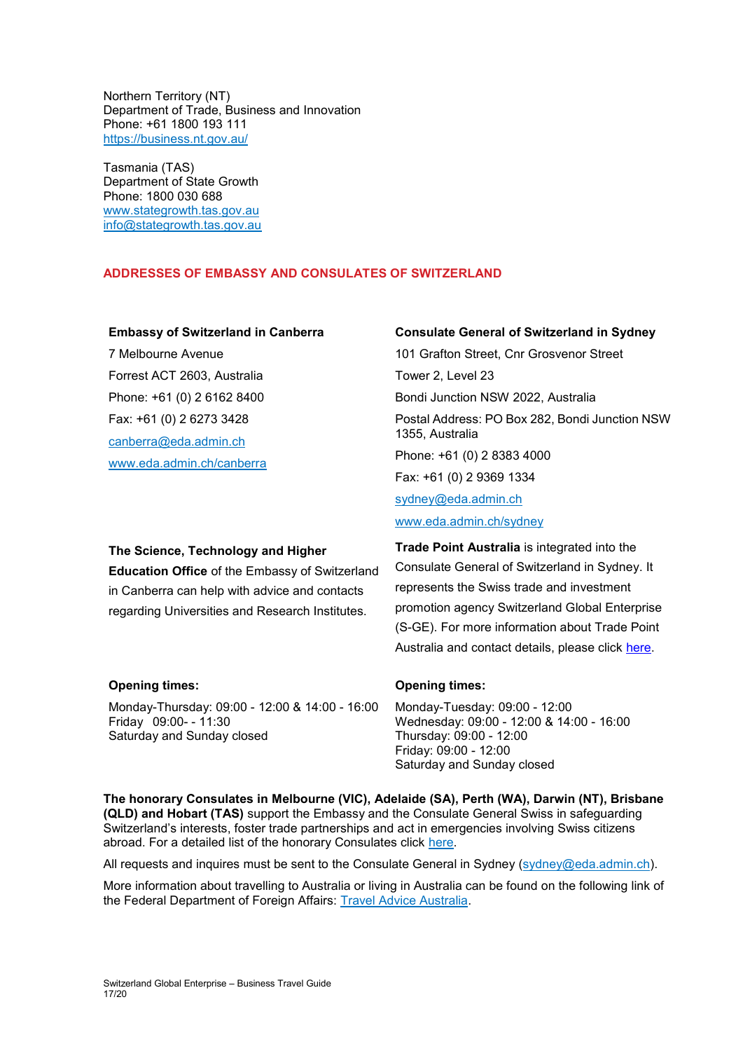Northern Territory (NT)
Department of Trade, Business and Innovation
Phone: +61 1800 193 111
https://business.nt.gov.au/

Tasmania (TAS)
Department of State Growth
Phone: 1800 030 688
www.stategrowth.tas.gov.au
info@stategrowth.tas.gov.au

## ADDRESSES OF EMBASSY AND CONSULATES OF SWITZERLAND

**Embassy of Switzerland in Canberra**

7 Melbourne Avenue

Forrest ACT 2603, Australia

Phone: +61 (0) 2 6162 8400

Fax: +61 (0) 2 6273 3428

canberra@eda.admin.ch

www.eda.admin.ch/canberra

**The Science, Technology and Higher Education Office** of the Embassy of Switzerland in Canberra can help with advice and contacts regarding Universities and Research Institutes.

**Opening times:**

Monday-Thursday: 09:00 - 12:00 & 14:00 - 16:00
Friday 09:00- - 11:30
Saturday and Sunday closed

**Consulate General of Switzerland in Sydney**

101 Grafton Street, Cnr Grosvenor Street

Tower 2, Level 23

Bondi Junction NSW 2022, Australia

Postal Address: PO Box 282, Bondi Junction NSW 1355, Australia

Phone: +61 (0) 2 8383 4000

Fax: +61 (0) 2 9369 1334

sydney@eda.admin.ch

www.eda.admin.ch/sydney

**Trade Point Australia** is integrated into the Consulate General of Switzerland in Sydney. It represents the Swiss trade and investment promotion agency Switzerland Global Enterprise (S-GE). For more information about Trade Point Australia and contact details, please click here.

**Opening times:**

Monday-Tuesday: 09:00 - 12:00
Wednesday: 09:00 - 12:00 & 14:00 - 16:00
Thursday: 09:00 - 12:00
Friday: 09:00 - 12:00
Saturday and Sunday closed

**The honorary Consulates in Melbourne (VIC), Adelaide (SA), Perth (WA), Darwin (NT), Brisbane (QLD) and Hobart (TAS)** support the Embassy and the Consulate General Swiss in safeguarding Switzerland's interests, foster trade partnerships and act in emergencies involving Swiss citizens abroad. For a detailed list of the honorary Consulates click here.

All requests and inquires must be sent to the Consulate General in Sydney (sydney@eda.admin.ch).

More information about travelling to Australia or living in Australia can be found on the following link of the Federal Department of Foreign Affairs: Travel Advice Australia.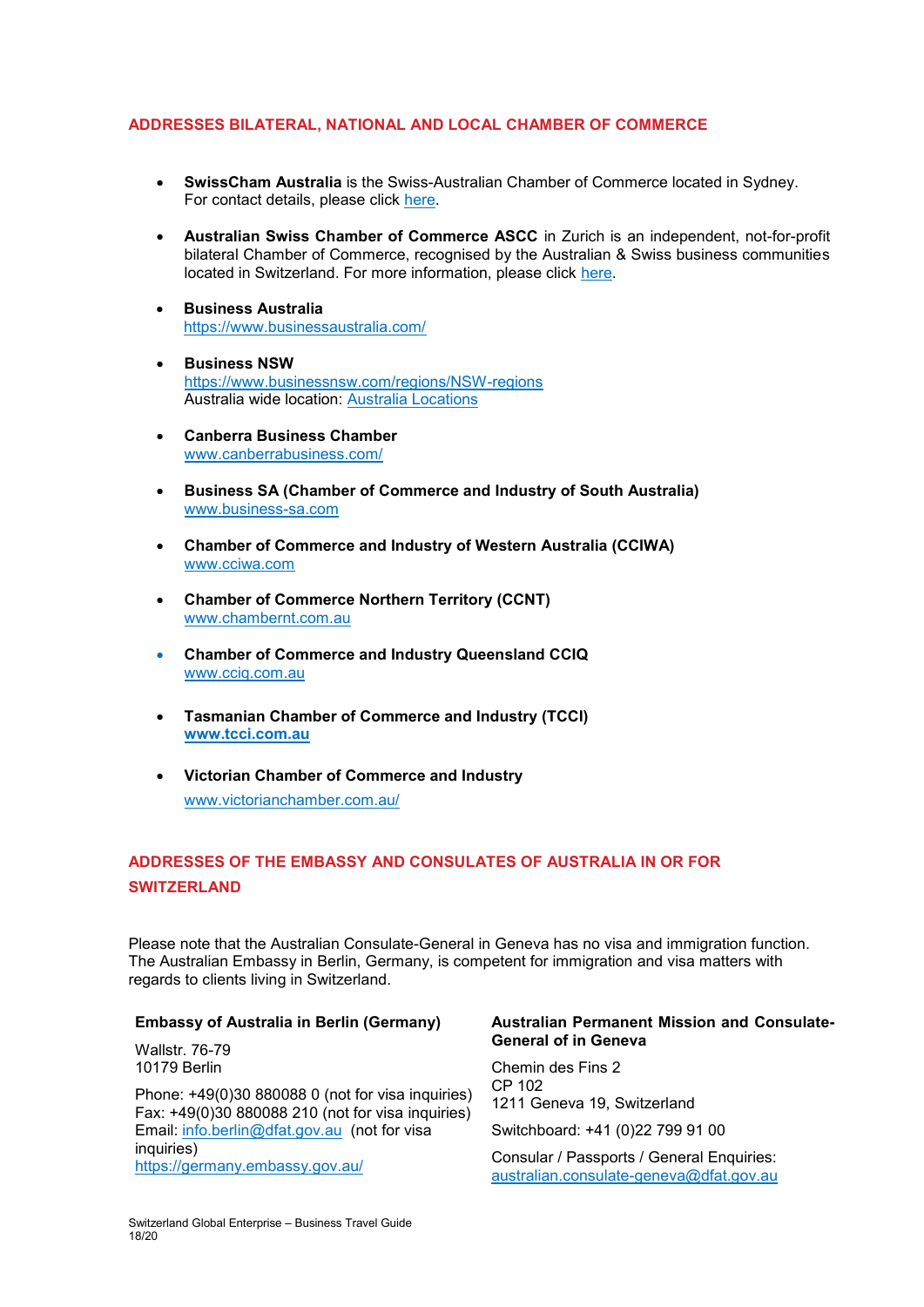## ADDRESSES BILATERAL, NATIONAL AND LOCAL CHAMBER OF COMMERCE

- **SwissCham Australia** is the Swiss-Australian Chamber of Commerce located in Sydney. For contact details, please click here.
- **Australian Swiss Chamber of Commerce ASCC** in Zurich is an independent, not-for-profit bilateral Chamber of Commerce, recognised by the Australian & Swiss business communities located in Switzerland. For more information, please click here.
- **Business Australia**
  https://www.businessaustralia.com/
- **Business NSW**
  https://www.businessnsw.com/regions/NSW-regions
  Australia wide location: Australia Locations
- **Canberra Business Chamber**
  www.canberrabusiness.com/
- **Business SA (Chamber of Commerce and Industry of South Australia)**
  www.business-sa.com
- **Chamber of Commerce and Industry of Western Australia (CCIWA)**
  www.cciwa.com
- **Chamber of Commerce Northern Territory (CCNT)**
  www.chambernt.com.au
- **Chamber of Commerce and Industry Queensland CCIQ**
  www.cciq.com.au
- **Tasmanian Chamber of Commerce and Industry (TCCI)**
  **www.tcci.com.au**
- **Victorian Chamber of Commerce and Industry**
  www.victorianchamber.com.au/

## ADDRESSES OF THE EMBASSY AND CONSULATES OF AUSTRALIA IN OR FOR SWITZERLAND

Please note that the Australian Consulate-General in Geneva has no visa and immigration function. The Australian Embassy in Berlin, Germany, is competent for immigration and visa matters with regards to clients living in Switzerland.

**Embassy of Australia in Berlin (Germany)**

Wallstr. 76-79
10179 Berlin

Phone: +49(0)30 880088 0 (not for visa inquiries)
Fax: +49(0)30 880088 210 (not for visa inquiries)
Email: info.berlin@dfat.gov.au (not for visa inquiries)
https://germany.embassy.gov.au/

**Australian Permanent Mission and Consulate-General of in Geneva**

Chemin des Fins 2
CP 102
1211 Geneva 19, Switzerland

Switchboard: +41 (0)22 799 91 00

Consular / Passports / General Enquiries:
australian.consulate-geneva@dfat.gov.au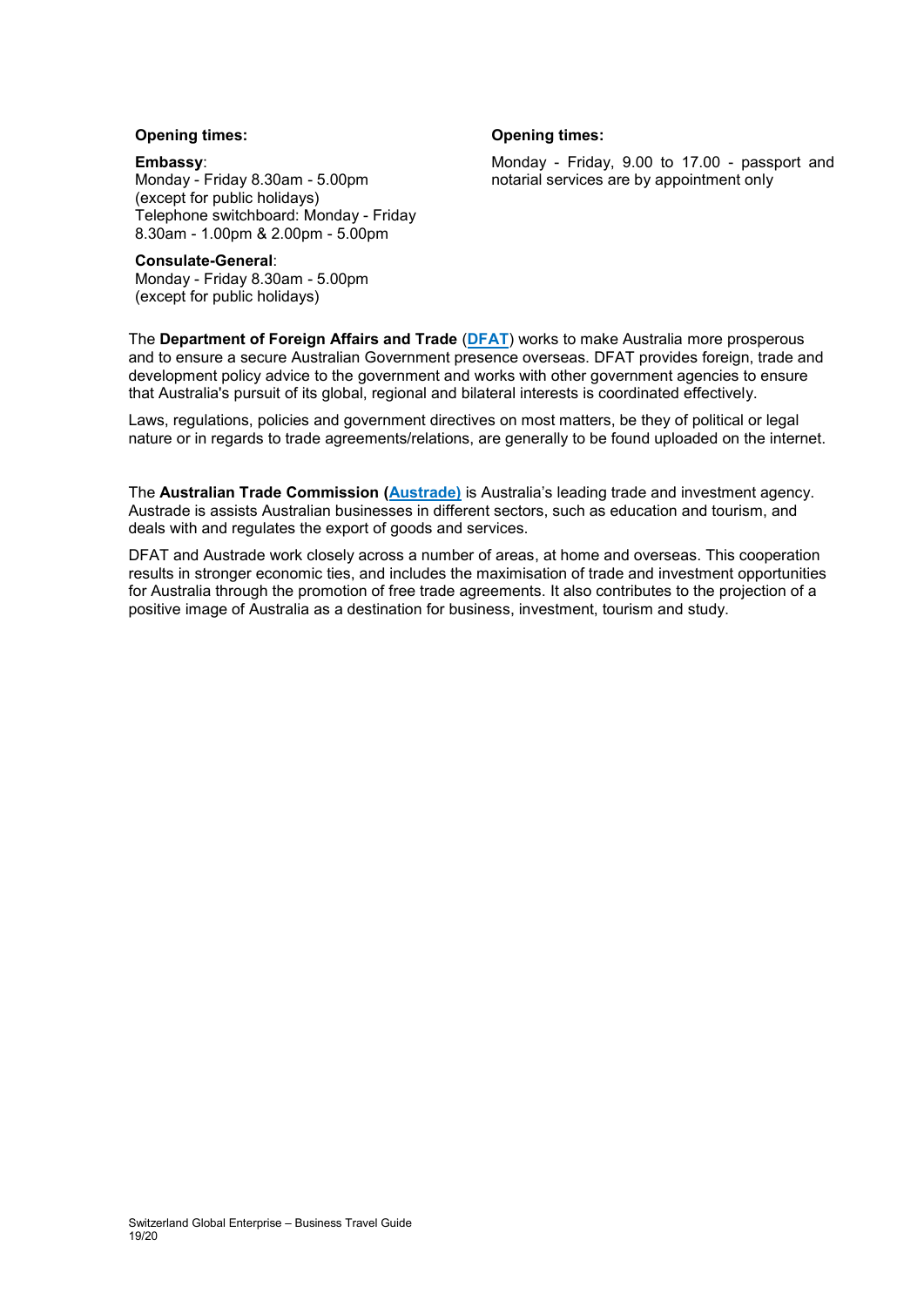**Opening times:**

**Embassy**:
Monday - Friday 8.30am - 5.00pm
(except for public holidays)
Telephone switchboard: Monday - Friday
8.30am - 1.00pm & 2.00pm - 5.00pm

**Consulate-General**:
Monday - Friday 8.30am - 5.00pm
(except for public holidays)

**Opening times:**

Monday - Friday, 9.00 to 17.00 - passport and notarial services are by appointment only

The **Department of Foreign Affairs and Trade** (**DFAT**) works to make Australia more prosperous and to ensure a secure Australian Government presence overseas. DFAT provides foreign, trade and development policy advice to the government and works with other government agencies to ensure that Australia's pursuit of its global, regional and bilateral interests is coordinated effectively.

Laws, regulations, policies and government directives on most matters, be they of political or legal nature or in regards to trade agreements/relations, are generally to be found uploaded on the internet.

The **Australian Trade Commission (Austrade)** is Australia's leading trade and investment agency. Austrade is assists Australian businesses in different sectors, such as education and tourism, and deals with and regulates the export of goods and services.

DFAT and Austrade work closely across a number of areas, at home and overseas. This cooperation results in stronger economic ties, and includes the maximisation of trade and investment opportunities for Australia through the promotion of free trade agreements. It also contributes to the projection of a positive image of Australia as a destination for business, investment, tourism and study.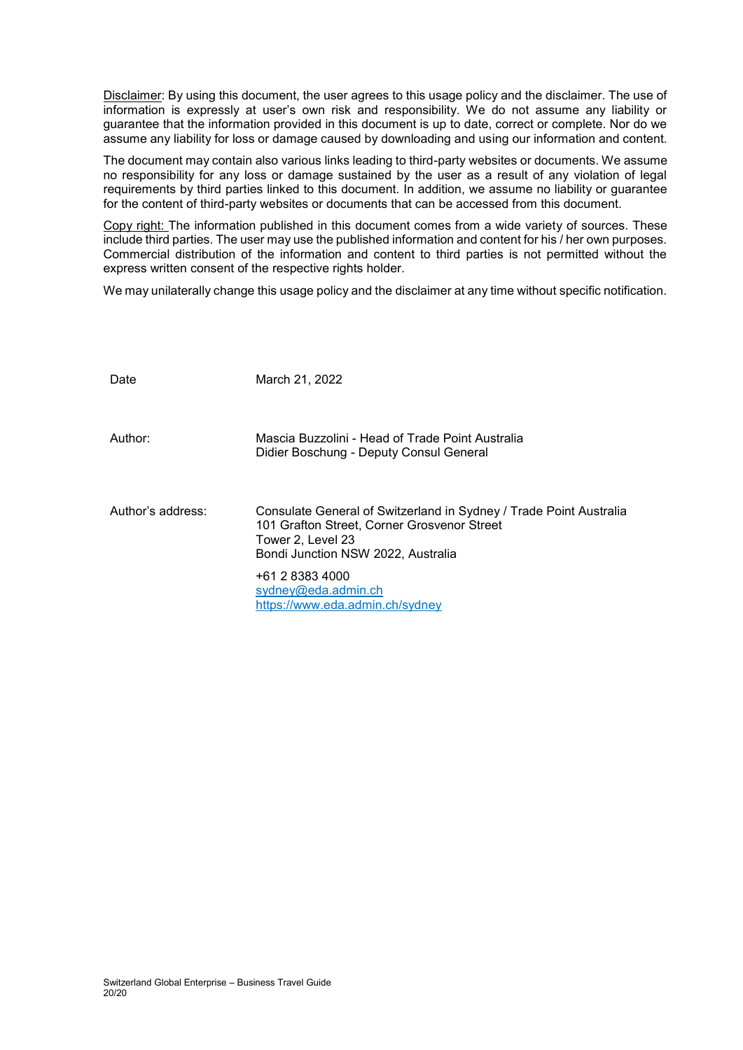Disclaimer: By using this document, the user agrees to this usage policy and the disclaimer. The use of information is expressly at user's own risk and responsibility. We do not assume any liability or guarantee that the information provided in this document is up to date, correct or complete. Nor do we assume any liability for loss or damage caused by downloading and using our information and content.

The document may contain also various links leading to third-party websites or documents. We assume no responsibility for any loss or damage sustained by the user as a result of any violation of legal requirements by third parties linked to this document. In addition, we assume no liability or guarantee for the content of third-party websites or documents that can be accessed from this document.

Copy right: The information published in this document comes from a wide variety of sources. These include third parties. The user may use the published information and content for his / her own purposes. Commercial distribution of the information and content to third parties is not permitted without the express written consent of the respective rights holder.

We may unilaterally change this usage policy and the disclaimer at any time without specific notification.

| | |
|---|---|
| Date | March 21, 2022 |
| Author: | Mascia Buzzolini - Head of Trade Point Australia<br>Didier Boschung - Deputy Consul General |
| Author's address: | Consulate General of Switzerland in Sydney / Trade Point Australia<br>101 Grafton Street, Corner Grosvenor Street<br>Tower 2, Level 23<br>Bondi Junction NSW 2022, Australia<br><br>+61 2 8383 4000<br>sydney@eda.admin.ch<br>https://www.eda.admin.ch/sydney |